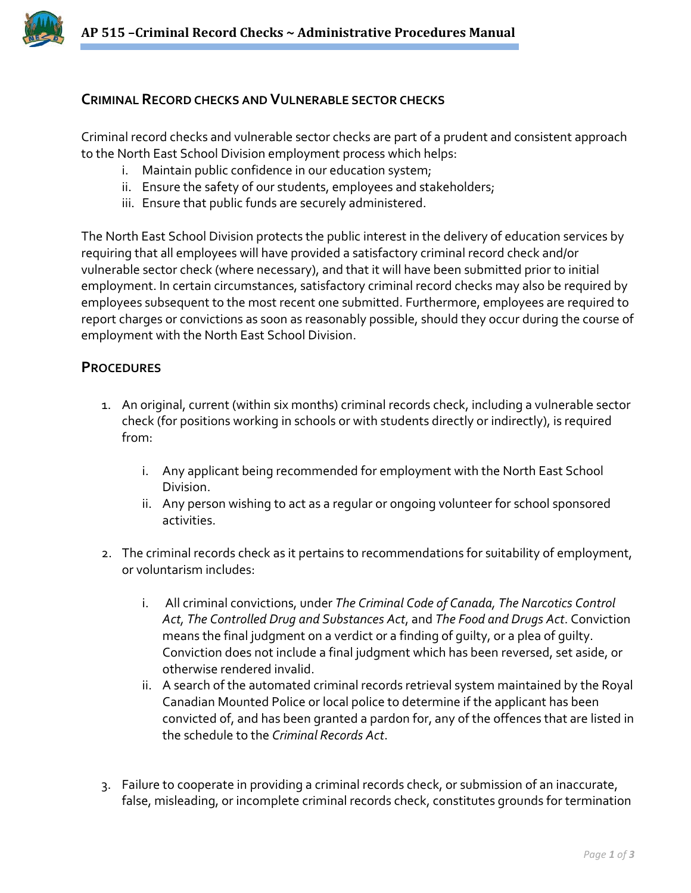# AP 515 –Criminal Record Checks ~ Administrative Procedures Manual

## Criminal Record checks and Vulnerable sector checks

Criminal record checks and vulnerable sector checks are part of a prudent and consistent approach to the North East School Division employment process which helps:

i. Maintain public confidence in our education system;
ii. Ensure the safety of our students, employees and stakeholders;
iii. Ensure that public funds are securely administered.

The North East School Division protects the public interest in the delivery of education services by requiring that all employees will have provided a satisfactory criminal record check and/or vulnerable sector check (where necessary), and that it will have been submitted prior to initial employment. In certain circumstances, satisfactory criminal record checks may also be required by employees subsequent to the most recent one submitted. Furthermore, employees are required to report charges or convictions as soon as reasonably possible, should they occur during the course of employment with the North East School Division.

## Procedures

1. An original, current (within six months) criminal records check, including a vulnerable sector check (for positions working in schools or with students directly or indirectly), is required from:

   i. Any applicant being recommended for employment with the North East School Division.
   ii. Any person wishing to act as a regular or ongoing volunteer for school sponsored activities.

2. The criminal records check as it pertains to recommendations for suitability of employment, or voluntarism includes:

   i. All criminal convictions, under *The Criminal Code of Canada, The Narcotics Control Act, The Controlled Drug and Substances Act*, and *The Food and Drugs Act*. Conviction means the final judgment on a verdict or a finding of guilty, or a plea of guilty. Conviction does not include a final judgment which has been reversed, set aside, or otherwise rendered invalid.
   ii. A search of the automated criminal records retrieval system maintained by the Royal Canadian Mounted Police or local police to determine if the applicant has been convicted of, and has been granted a pardon for, any of the offences that are listed in the schedule to the *Criminal Records Act*.

3. Failure to cooperate in providing a criminal records check, or submission of an inaccurate, false, misleading, or incomplete criminal records check, constitutes grounds for termination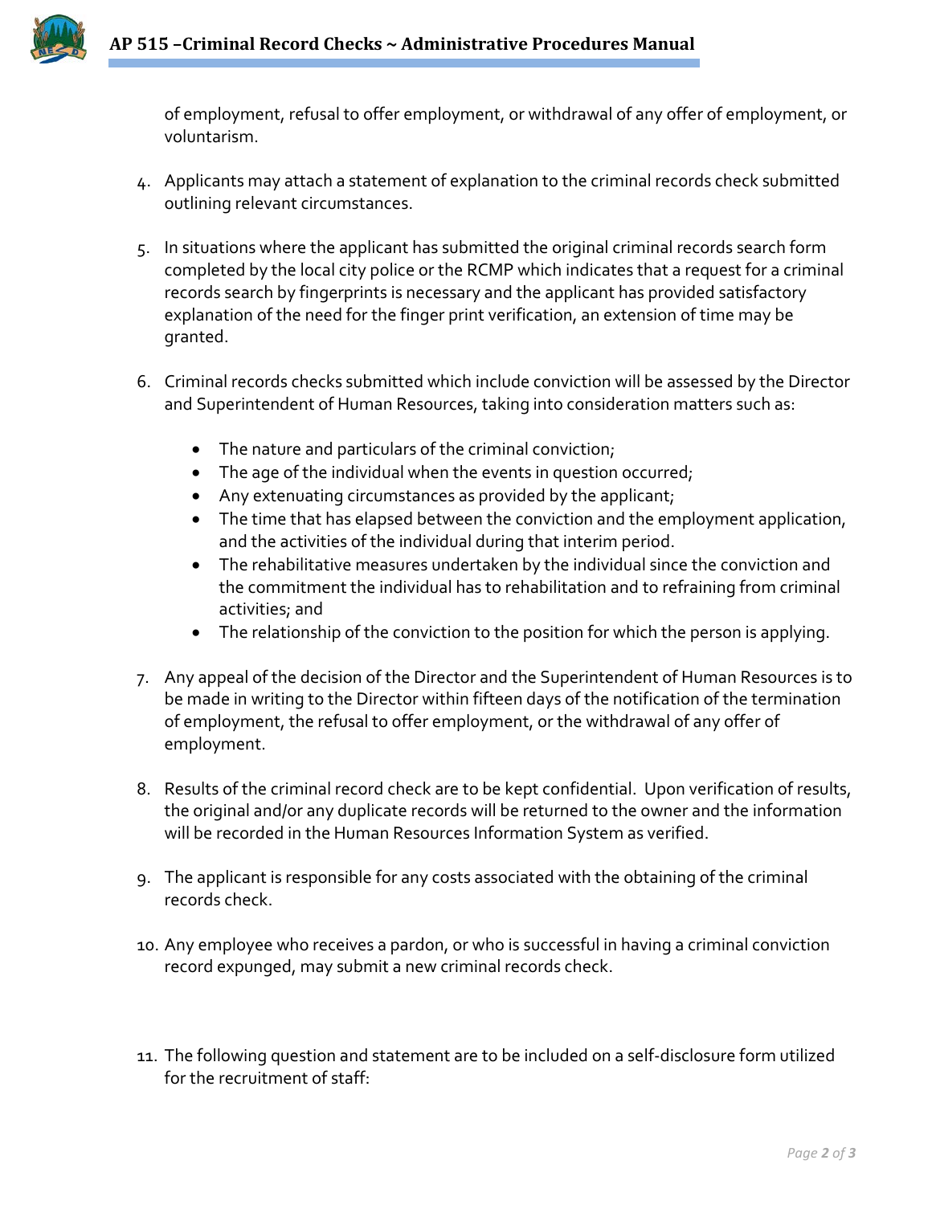of employment, refusal to offer employment, or withdrawal of any offer of employment, or voluntarism.

4. Applicants may attach a statement of explanation to the criminal records check submitted outlining relevant circumstances.

5. In situations where the applicant has submitted the original criminal records search form completed by the local city police or the RCMP which indicates that a request for a criminal records search by fingerprints is necessary and the applicant has provided satisfactory explanation of the need for the finger print verification, an extension of time may be granted.

6. Criminal records checks submitted which include conviction will be assessed by the Director and Superintendent of Human Resources, taking into consideration matters such as:

   - The nature and particulars of the criminal conviction;
   - The age of the individual when the events in question occurred;
   - Any extenuating circumstances as provided by the applicant;
   - The time that has elapsed between the conviction and the employment application, and the activities of the individual during that interim period.
   - The rehabilitative measures undertaken by the individual since the conviction and the commitment the individual has to rehabilitation and to refraining from criminal activities; and
   - The relationship of the conviction to the position for which the person is applying.

7. Any appeal of the decision of the Director and the Superintendent of Human Resources is to be made in writing to the Director within fifteen days of the notification of the termination of employment, the refusal to offer employment, or the withdrawal of any offer of employment.

8. Results of the criminal record check are to be kept confidential. Upon verification of results, the original and/or any duplicate records will be returned to the owner and the information will be recorded in the Human Resources Information System as verified.

9. The applicant is responsible for any costs associated with the obtaining of the criminal records check.

10. Any employee who receives a pardon, or who is successful in having a criminal conviction record expunged, may submit a new criminal records check.

11. The following question and statement are to be included on a self-disclosure form utilized for the recruitment of staff: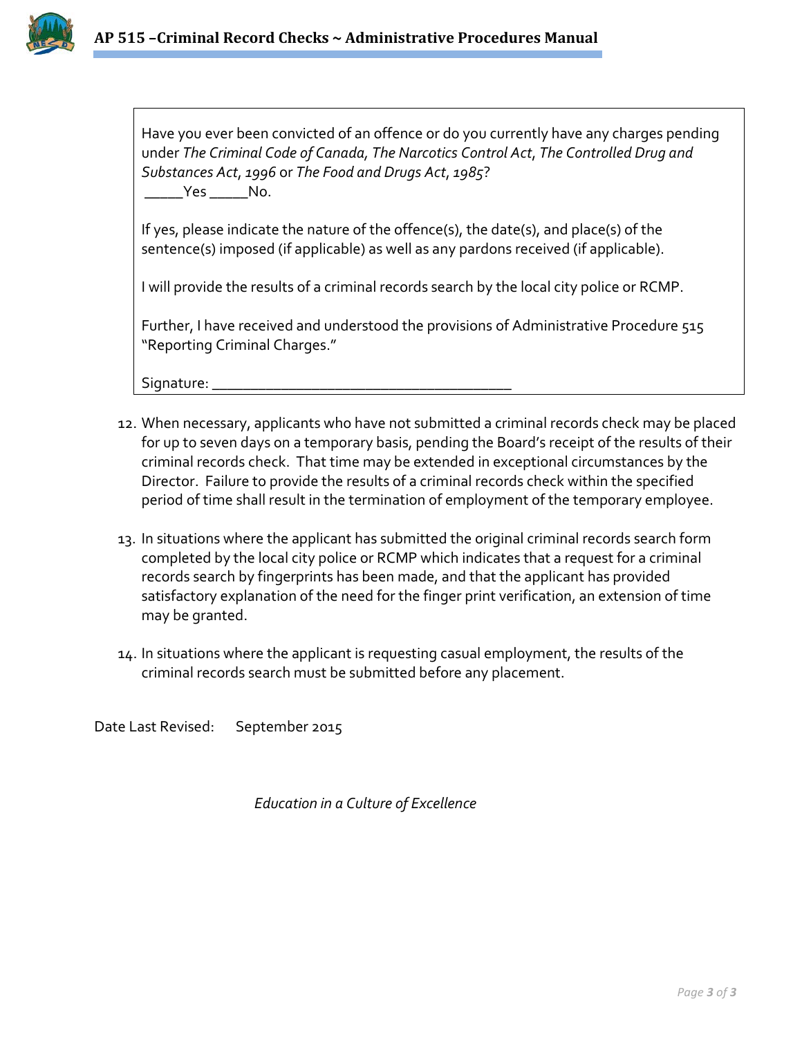Have you ever been convicted of an offence or do you currently have any charges pending under *The Criminal Code of Canada, The Narcotics Control Act*, *The Controlled Drug and Substances Act*, *1996* or *The Food and Drugs Act*, *1985*?
_____Yes _____No.

If yes, please indicate the nature of the offence(s), the date(s), and place(s) of the sentence(s) imposed (if applicable) as well as any pardons received (if applicable).

I will provide the results of a criminal records search by the local city police or RCMP.

Further, I have received and understood the provisions of Administrative Procedure 515 "Reporting Criminal Charges."

Signature: _______________________________________

12. When necessary, applicants who have not submitted a criminal records check may be placed for up to seven days on a temporary basis, pending the Board's receipt of the results of their criminal records check. That time may be extended in exceptional circumstances by the Director. Failure to provide the results of a criminal records check within the specified period of time shall result in the termination of employment of the temporary employee.

13. In situations where the applicant has submitted the original criminal records search form completed by the local city police or RCMP which indicates that a request for a criminal records search by fingerprints has been made, and that the applicant has provided satisfactory explanation of the need for the finger print verification, an extension of time may be granted.

14. In situations where the applicant is requesting casual employment, the results of the criminal records search must be submitted before any placement.

Date Last Revised: September 2015

*Education in a Culture of Excellence*